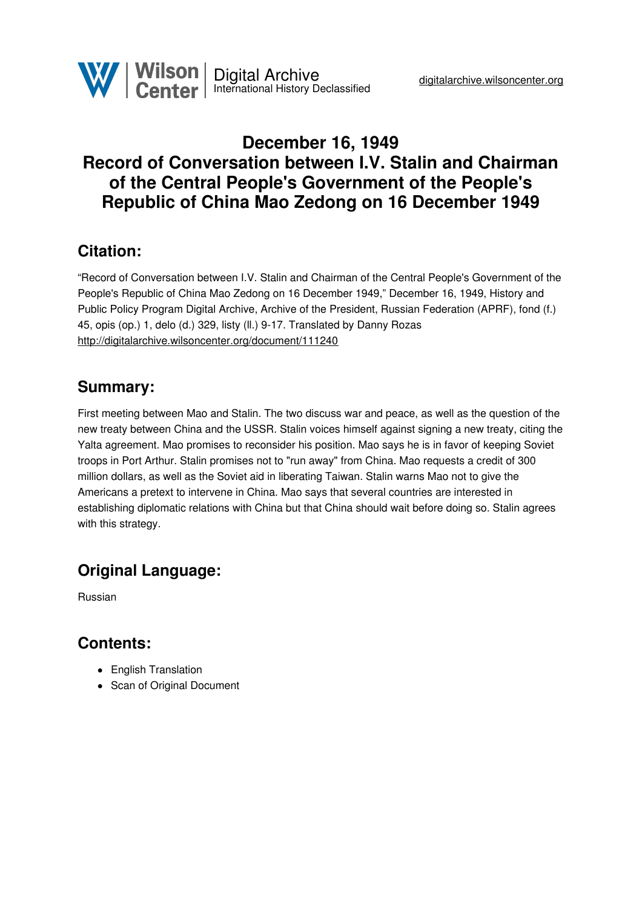# December 16, 1949
# Record of Conversation between I.V. Stalin and Chairman of the Central People's Government of the People's Republic of China Mao Zedong on 16 December 1949

## Citation:

"Record of Conversation between I.V. Stalin and Chairman of the Central People's Government of the People's Republic of China Mao Zedong on 16 December 1949," December 16, 1949, History and Public Policy Program Digital Archive, Archive of the President, Russian Federation (APRF), fond (f.) 45, opis (op.) 1, delo (d.) 329, listy (ll.) 9-17. Translated by Danny Rozas
http://digitalarchive.wilsoncenter.org/document/111240

## Summary:

First meeting between Mao and Stalin. The two discuss war and peace, as well as the question of the new treaty between China and the USSR. Stalin voices himself against signing a new treaty, citing the Yalta agreement. Mao promises to reconsider his position. Mao says he is in favor of keeping Soviet troops in Port Arthur. Stalin promises not to "run away" from China. Mao requests a credit of 300 million dollars, as well as the Soviet aid in liberating Taiwan. Stalin warns Mao not to give the Americans a pretext to intervene in China. Mao says that several countries are interested in establishing diplomatic relations with China but that China should wait before doing so. Stalin agrees with this strategy.

## Original Language:

Russian

## Contents:

- English Translation
- Scan of Original Document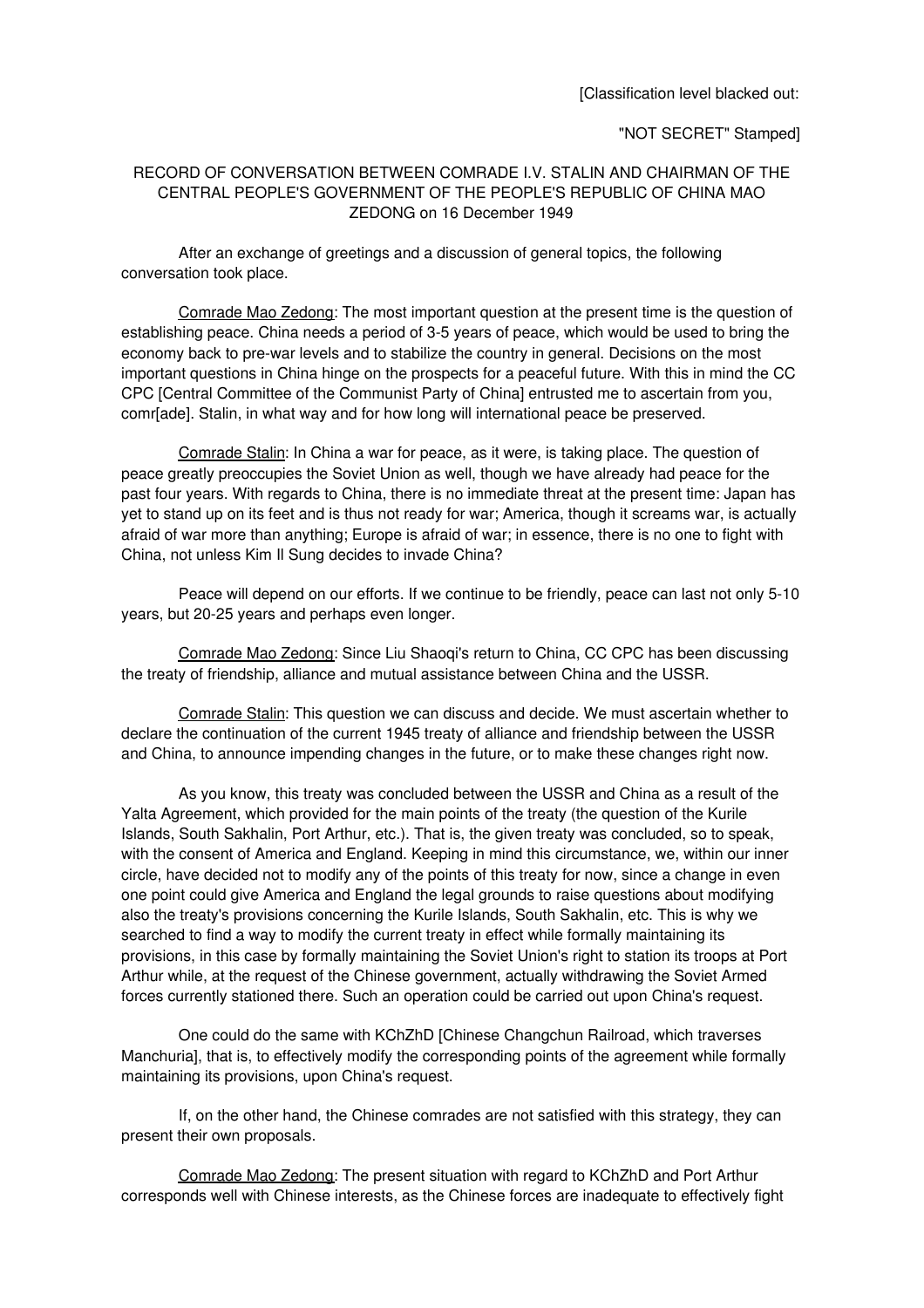[Classification level blacked out:

"NOT SECRET" Stamped]

RECORD OF CONVERSATION BETWEEN COMRADE I.V. STALIN AND CHAIRMAN OF THE CENTRAL PEOPLE'S GOVERNMENT OF THE PEOPLE'S REPUBLIC OF CHINA MAO ZEDONG on 16 December 1949

After an exchange of greetings and a discussion of general topics, the following conversation took place.

Comrade Mao Zedong: The most important question at the present time is the question of establishing peace. China needs a period of 3-5 years of peace, which would be used to bring the economy back to pre-war levels and to stabilize the country in general. Decisions on the most important questions in China hinge on the prospects for a peaceful future. With this in mind the CC CPC [Central Committee of the Communist Party of China] entrusted me to ascertain from you, comr[ade]. Stalin, in what way and for how long will international peace be preserved.

Comrade Stalin: In China a war for peace, as it were, is taking place. The question of peace greatly preoccupies the Soviet Union as well, though we have already had peace for the past four years. With regards to China, there is no immediate threat at the present time: Japan has yet to stand up on its feet and is thus not ready for war; America, though it screams war, is actually afraid of war more than anything; Europe is afraid of war; in essence, there is no one to fight with China, not unless Kim Il Sung decides to invade China?

Peace will depend on our efforts. If we continue to be friendly, peace can last not only 5-10 years, but 20-25 years and perhaps even longer.

Comrade Mao Zedong: Since Liu Shaoqi's return to China, CC CPC has been discussing the treaty of friendship, alliance and mutual assistance between China and the USSR.

Comrade Stalin: This question we can discuss and decide. We must ascertain whether to declare the continuation of the current 1945 treaty of alliance and friendship between the USSR and China, to announce impending changes in the future, or to make these changes right now.

As you know, this treaty was concluded between the USSR and China as a result of the Yalta Agreement, which provided for the main points of the treaty (the question of the Kurile Islands, South Sakhalin, Port Arthur, etc.). That is, the given treaty was concluded, so to speak, with the consent of America and England. Keeping in mind this circumstance, we, within our inner circle, have decided not to modify any of the points of this treaty for now, since a change in even one point could give America and England the legal grounds to raise questions about modifying also the treaty's provisions concerning the Kurile Islands, South Sakhalin, etc. This is why we searched to find a way to modify the current treaty in effect while formally maintaining its provisions, in this case by formally maintaining the Soviet Union's right to station its troops at Port Arthur while, at the request of the Chinese government, actually withdrawing the Soviet Armed forces currently stationed there. Such an operation could be carried out upon China's request.

One could do the same with KChZhD [Chinese Changchun Railroad, which traverses Manchuria], that is, to effectively modify the corresponding points of the agreement while formally maintaining its provisions, upon China's request.

If, on the other hand, the Chinese comrades are not satisfied with this strategy, they can present their own proposals.

Comrade Mao Zedong: The present situation with regard to KChZhD and Port Arthur corresponds well with Chinese interests, as the Chinese forces are inadequate to effectively fight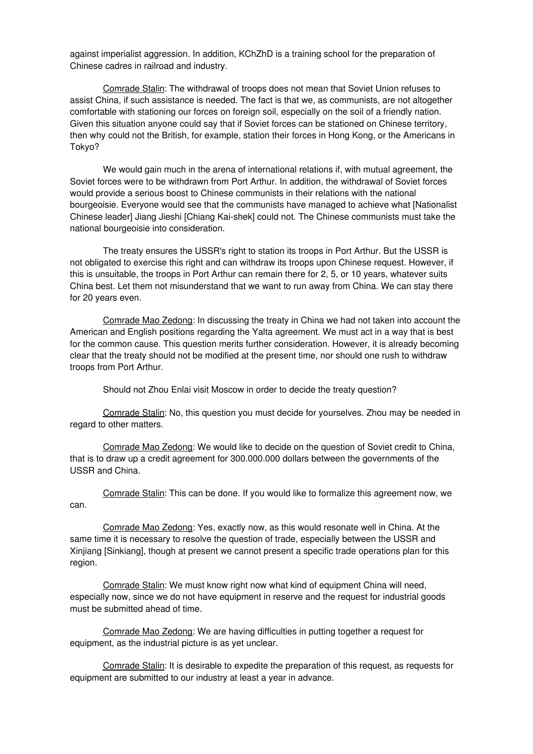against imperialist aggression. In addition, KChZhD is a training school for the preparation of Chinese cadres in railroad and industry.

Comrade Stalin: The withdrawal of troops does not mean that Soviet Union refuses to assist China, if such assistance is needed. The fact is that we, as communists, are not altogether comfortable with stationing our forces on foreign soil, especially on the soil of a friendly nation. Given this situation anyone could say that if Soviet forces can be stationed on Chinese territory, then why could not the British, for example, station their forces in Hong Kong, or the Americans in Tokyo?

We would gain much in the arena of international relations if, with mutual agreement, the Soviet forces were to be withdrawn from Port Arthur. In addition, the withdrawal of Soviet forces would provide a serious boost to Chinese communists in their relations with the national bourgeoisie. Everyone would see that the communists have managed to achieve what [Nationalist Chinese leader] Jiang Jieshi [Chiang Kai-shek] could not. The Chinese communists must take the national bourgeoisie into consideration.

The treaty ensures the USSR's right to station its troops in Port Arthur. But the USSR is not obligated to exercise this right and can withdraw its troops upon Chinese request. However, if this is unsuitable, the troops in Port Arthur can remain there for 2, 5, or 10 years, whatever suits China best. Let them not misunderstand that we want to run away from China. We can stay there for 20 years even.

Comrade Mao Zedong: In discussing the treaty in China we had not taken into account the American and English positions regarding the Yalta agreement. We must act in a way that is best for the common cause. This question merits further consideration. However, it is already becoming clear that the treaty should not be modified at the present time, nor should one rush to withdraw troops from Port Arthur.

Should not Zhou Enlai visit Moscow in order to decide the treaty question?

Comrade Stalin: No, this question you must decide for yourselves. Zhou may be needed in regard to other matters.

Comrade Mao Zedong: We would like to decide on the question of Soviet credit to China, that is to draw up a credit agreement for 300.000.000 dollars between the governments of the USSR and China.

Comrade Stalin: This can be done. If you would like to formalize this agreement now, we can.

Comrade Mao Zedong: Yes, exactly now, as this would resonate well in China. At the same time it is necessary to resolve the question of trade, especially between the USSR and Xinjiang [Sinkiang], though at present we cannot present a specific trade operations plan for this region.

Comrade Stalin: We must know right now what kind of equipment China will need, especially now, since we do not have equipment in reserve and the request for industrial goods must be submitted ahead of time.

Comrade Mao Zedong: We are having difficulties in putting together a request for equipment, as the industrial picture is as yet unclear.

Comrade Stalin: It is desirable to expedite the preparation of this request, as requests for equipment are submitted to our industry at least a year in advance.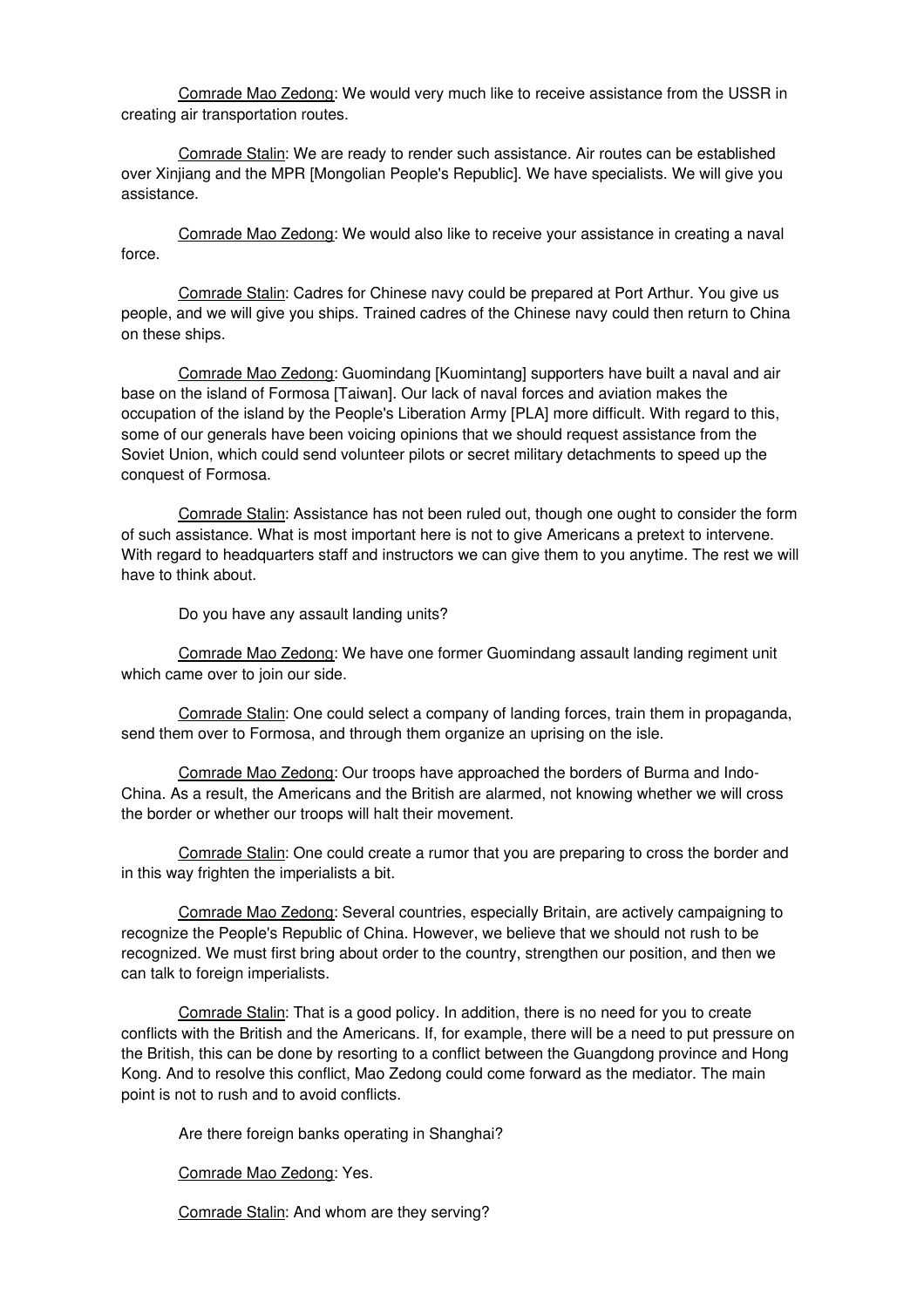Comrade Mao Zedong: We would very much like to receive assistance from the USSR in creating air transportation routes.

Comrade Stalin: We are ready to render such assistance. Air routes can be established over Xinjiang and the MPR [Mongolian People's Republic]. We have specialists. We will give you assistance.

Comrade Mao Zedong: We would also like to receive your assistance in creating a naval force.

Comrade Stalin: Cadres for Chinese navy could be prepared at Port Arthur. You give us people, and we will give you ships. Trained cadres of the Chinese navy could then return to China on these ships.

Comrade Mao Zedong: Guomindang [Kuomintang] supporters have built a naval and air base on the island of Formosa [Taiwan]. Our lack of naval forces and aviation makes the occupation of the island by the People's Liberation Army [PLA] more difficult. With regard to this, some of our generals have been voicing opinions that we should request assistance from the Soviet Union, which could send volunteer pilots or secret military detachments to speed up the conquest of Formosa.

Comrade Stalin: Assistance has not been ruled out, though one ought to consider the form of such assistance. What is most important here is not to give Americans a pretext to intervene. With regard to headquarters staff and instructors we can give them to you anytime. The rest we will have to think about.

Do you have any assault landing units?

Comrade Mao Zedong: We have one former Guomindang assault landing regiment unit which came over to join our side.

Comrade Stalin: One could select a company of landing forces, train them in propaganda, send them over to Formosa, and through them organize an uprising on the isle.

Comrade Mao Zedong: Our troops have approached the borders of Burma and Indo-China. As a result, the Americans and the British are alarmed, not knowing whether we will cross the border or whether our troops will halt their movement.

Comrade Stalin: One could create a rumor that you are preparing to cross the border and in this way frighten the imperialists a bit.

Comrade Mao Zedong: Several countries, especially Britain, are actively campaigning to recognize the People's Republic of China. However, we believe that we should not rush to be recognized. We must first bring about order to the country, strengthen our position, and then we can talk to foreign imperialists.

Comrade Stalin: That is a good policy. In addition, there is no need for you to create conflicts with the British and the Americans. If, for example, there will be a need to put pressure on the British, this can be done by resorting to a conflict between the Guangdong province and Hong Kong. And to resolve this conflict, Mao Zedong could come forward as the mediator. The main point is not to rush and to avoid conflicts.

Are there foreign banks operating in Shanghai?

Comrade Mao Zedong: Yes.

Comrade Stalin: And whom are they serving?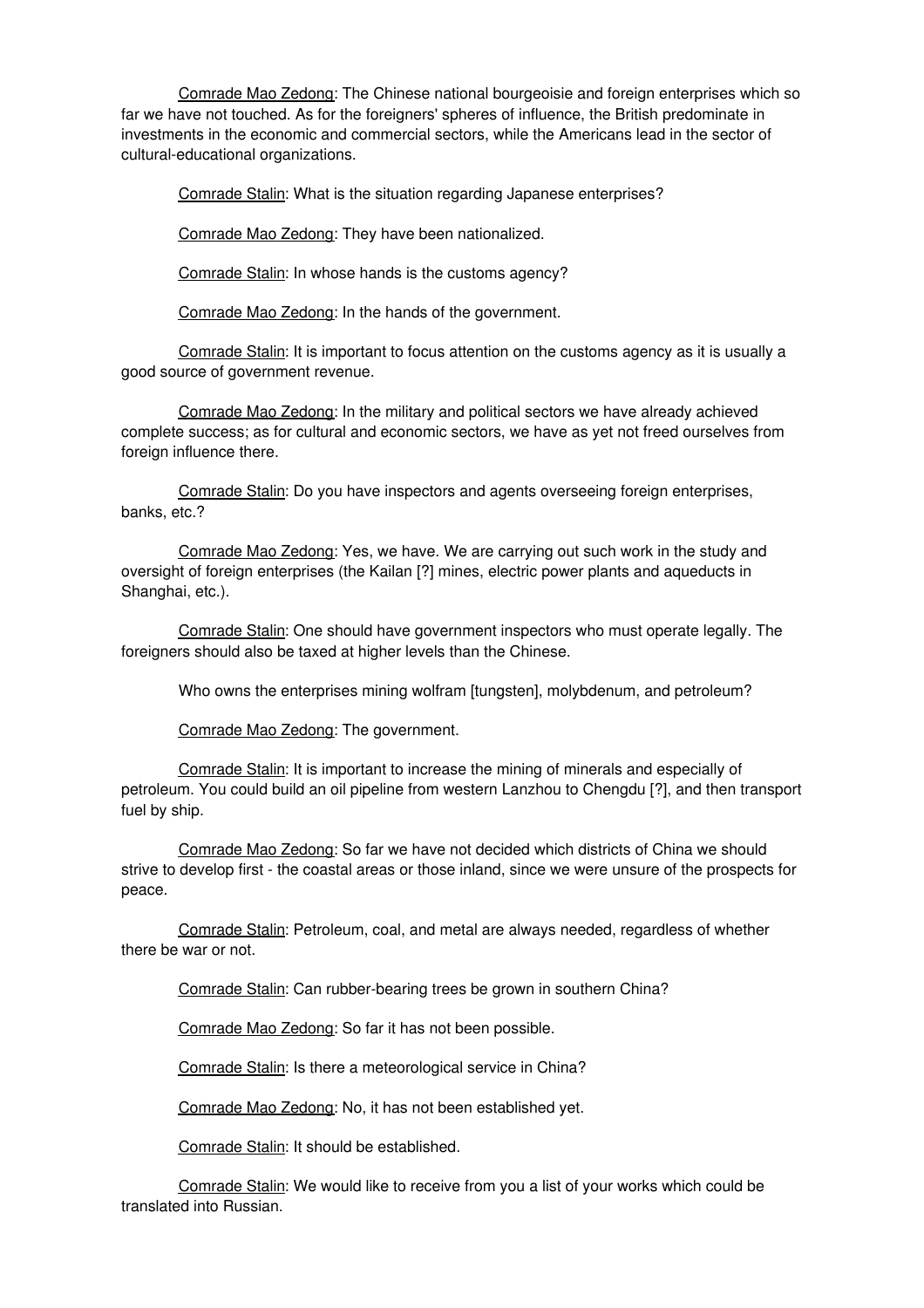Comrade Mao Zedong: The Chinese national bourgeoisie and foreign enterprises which so far we have not touched. As for the foreigners' spheres of influence, the British predominate in investments in the economic and commercial sectors, while the Americans lead in the sector of cultural-educational organizations.

Comrade Stalin: What is the situation regarding Japanese enterprises?

Comrade Mao Zedong: They have been nationalized.

Comrade Stalin: In whose hands is the customs agency?

Comrade Mao Zedong: In the hands of the government.

Comrade Stalin: It is important to focus attention on the customs agency as it is usually a good source of government revenue.

Comrade Mao Zedong: In the military and political sectors we have already achieved complete success; as for cultural and economic sectors, we have as yet not freed ourselves from foreign influence there.

Comrade Stalin: Do you have inspectors and agents overseeing foreign enterprises, banks, etc.?

Comrade Mao Zedong: Yes, we have. We are carrying out such work in the study and oversight of foreign enterprises (the Kailan [?] mines, electric power plants and aqueducts in Shanghai, etc.).

Comrade Stalin: One should have government inspectors who must operate legally. The foreigners should also be taxed at higher levels than the Chinese.

Who owns the enterprises mining wolfram [tungsten], molybdenum, and petroleum?

Comrade Mao Zedong: The government.

Comrade Stalin: It is important to increase the mining of minerals and especially of petroleum. You could build an oil pipeline from western Lanzhou to Chengdu [?], and then transport fuel by ship.

Comrade Mao Zedong: So far we have not decided which districts of China we should strive to develop first - the coastal areas or those inland, since we were unsure of the prospects for peace.

Comrade Stalin: Petroleum, coal, and metal are always needed, regardless of whether there be war or not.

Comrade Stalin: Can rubber-bearing trees be grown in southern China?

Comrade Mao Zedong: So far it has not been possible.

Comrade Stalin: Is there a meteorological service in China?

Comrade Mao Zedong: No, it has not been established yet.

Comrade Stalin: It should be established.

Comrade Stalin: We would like to receive from you a list of your works which could be translated into Russian.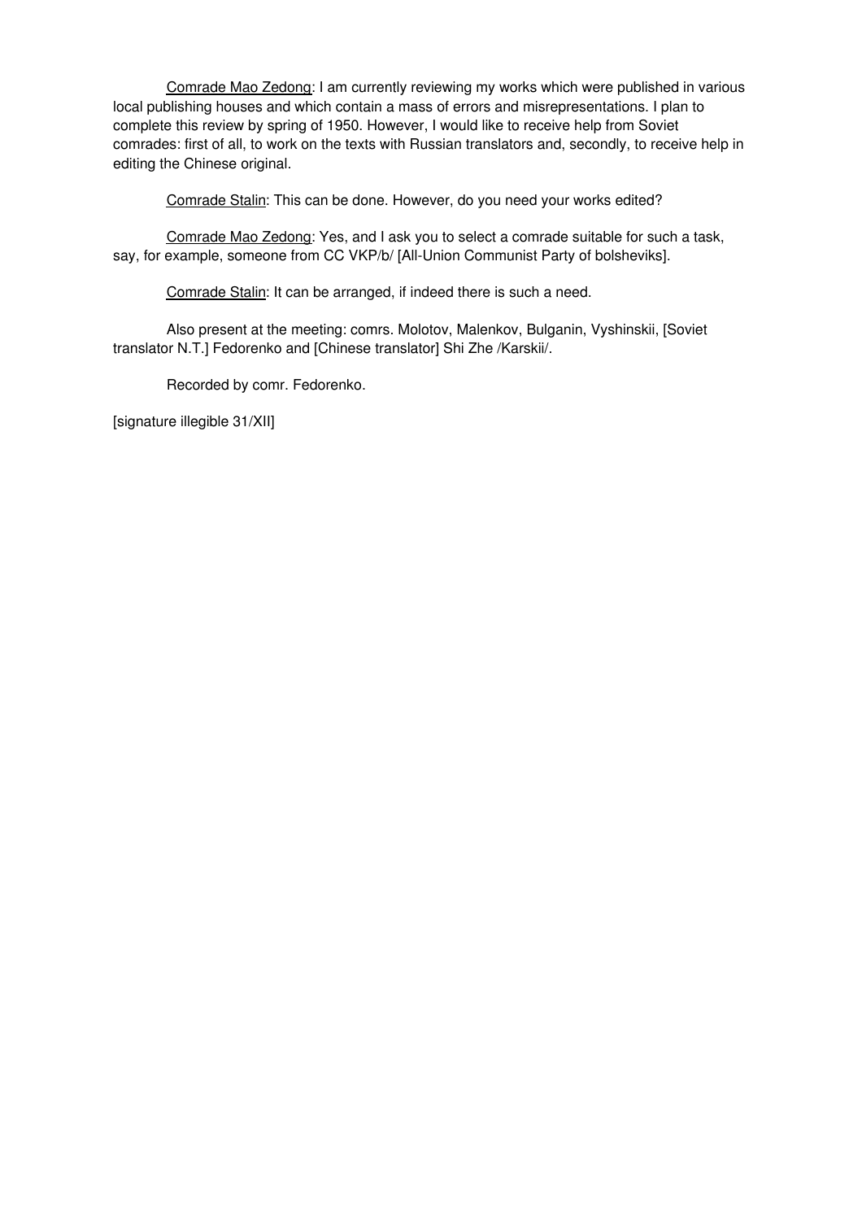Comrade Mao Zedong: I am currently reviewing my works which were published in various local publishing houses and which contain a mass of errors and misrepresentations. I plan to complete this review by spring of 1950. However, I would like to receive help from Soviet comrades: first of all, to work on the texts with Russian translators and, secondly, to receive help in editing the Chinese original.

Comrade Stalin: This can be done. However, do you need your works edited?

Comrade Mao Zedong: Yes, and I ask you to select a comrade suitable for such a task, say, for example, someone from CC VKP/b/ [All-Union Communist Party of bolsheviks].

Comrade Stalin: It can be arranged, if indeed there is such a need.

Also present at the meeting: comrs. Molotov, Malenkov, Bulganin, Vyshinskii, [Soviet translator N.T.] Fedorenko and [Chinese translator] Shi Zhe /Karskii/.

Recorded by comr. Fedorenko.

[signature illegible 31/XII]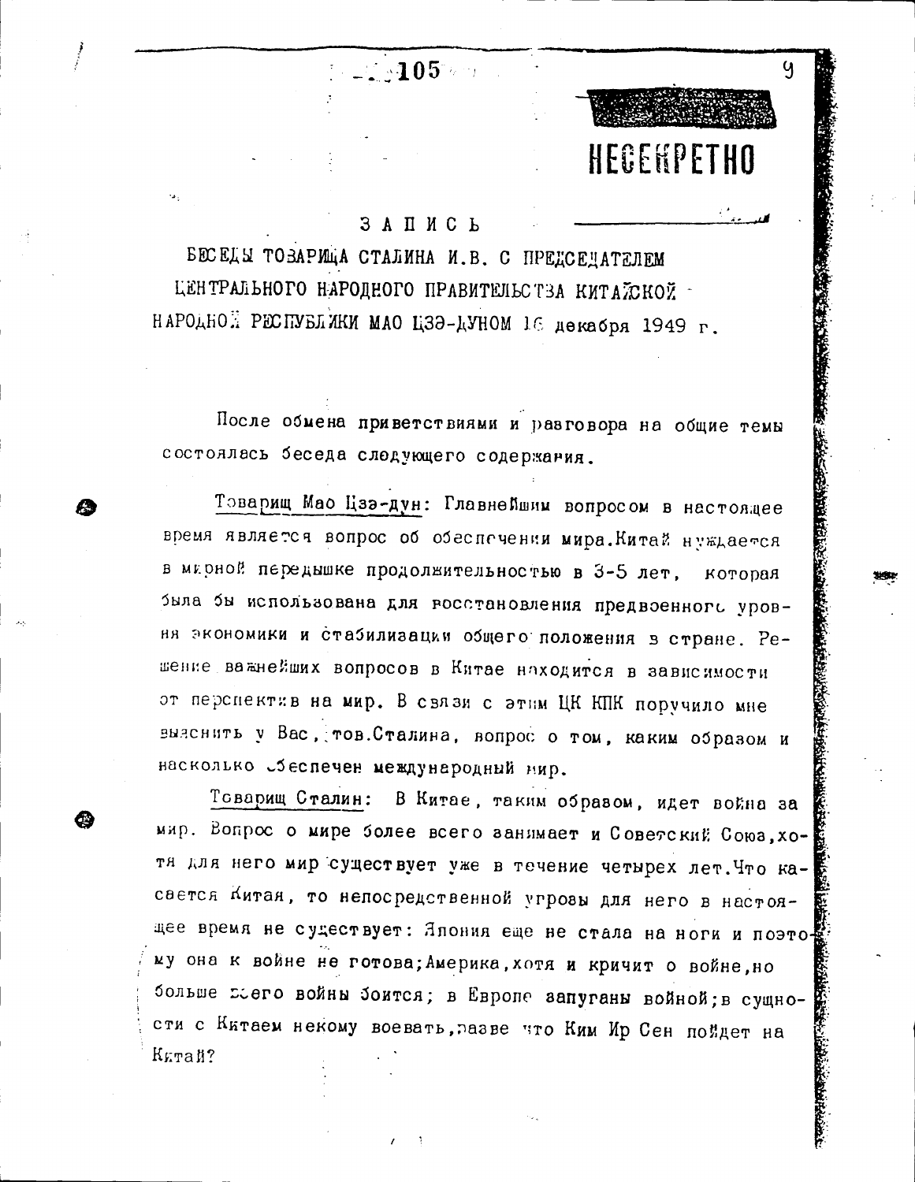НЕСЕКРЕТНО

# ЗАПИСЬ

## БЕСЕДЫ ТОВАРИЩА СТАЛИНА И.В. С ПРЕДСЕДАТЕЛЕМ ЦЕНТРАЛЬНОГО НАРОДНОГО ПРАВИТЕЛЬСТВА КИТАЙСКОЙ НАРОДНОЙ РЕСПУБЛИКИ МАО ЦЗЭ-ДУНОМ 16 декабря 1949 г.

После обмена приветствиями и разговора на общие темы состоялась беседа следующего содержания.

Товарищ Мао Цзэ-дун: Главнейшим вопросом в настоящее время является вопрос об обеспечении мира. Китай нуждается в мирной передышке продолжительностью в 3-5 лет, которая была бы использована для восстановления предвоенного уровня экономики и стабилизации общего положения в стране. Решение важнейших вопросов в Китае находится в зависимости от перспектив на мир. В связи с этим ЦК КПК поручило мне выяснить у Вас, тов. Сталина, вопрос о том, каким образом и насколько обеспечен международный мир.

Товарищ Сталин: В Китае, таким образом, идет война за мир. Вопрос о мире более всего занимает и Советский Союз, хотя для него мир существует уже в течение четырех лет. Что касается Китая, то непосредственной угрозы для него в настоящее время не существует: Япония еще не стала на ноги и поэтому она к войне не готова; Америка, хотя и кричит о войне, но больше всего войны боится; в Европе запуганы войной; в сущности с Китаем некому воевать, разве что Ким Ир Сен пойдет на Китай?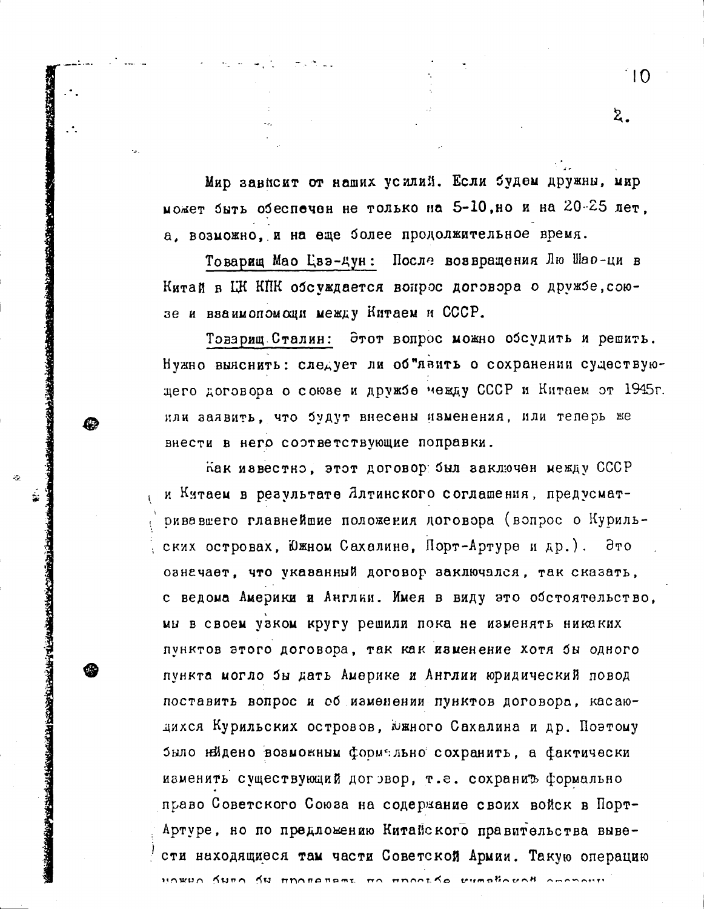Мир зависит от наших усилий. Если будем дружны, мир может быть обеспечен не только на 5-10, но и на 20-25 лет, а, возможно, и на еще более продолжительное время.

<u>Товарищ Мао Цзэ-дун:</u> После возвращения Лю Шао-ци в Китай в ЦК КПК обсуждается вопрос договора о дружбе, союзе и взаимопомощи между Китаем и СССР.

<u>Товарищ Сталин:</u> Этот вопрос можно обсудить и решить. Нужно выяснить: следует ли объявить о сохранении существующего договора о союзе и дружбе между СССР и Китаем от 1945г. или заявить, что будут внесены изменения, или теперь же внести в него соответствующие поправки.

Как известно, этот договор был заключен между СССР и Китаем в результате Ялтинского соглашения, предусматривавшего главнейшие положения договора (вопрос о Курильских островах, Южном Сахалине, Порт-Артуре и др.). Это означает, что указанный договор заключался, так сказать, с ведома Америки и Англии. Имея в виду это обстоятельство, мы в своем узком кругу решили пока не изменять никаких пунктов этого договора, так как изменение хотя бы одного пункта могло бы дать Америке и Англии юридический повод поставить вопрос и об изменении пунктов договора, касающихся Курильских островов, Южного Сахалина и др. Поэтому было найдено возможным формально сохранить, а фактически изменить существующий договор, т.е. сохранить формально право Советского Союза на содержание своих войск в Порт-Артуре, но по предложению Китайского правительства вывести находящиеся там части Советской Армии. Такую операцию можно было бы проделать по просьбе китайской стороны.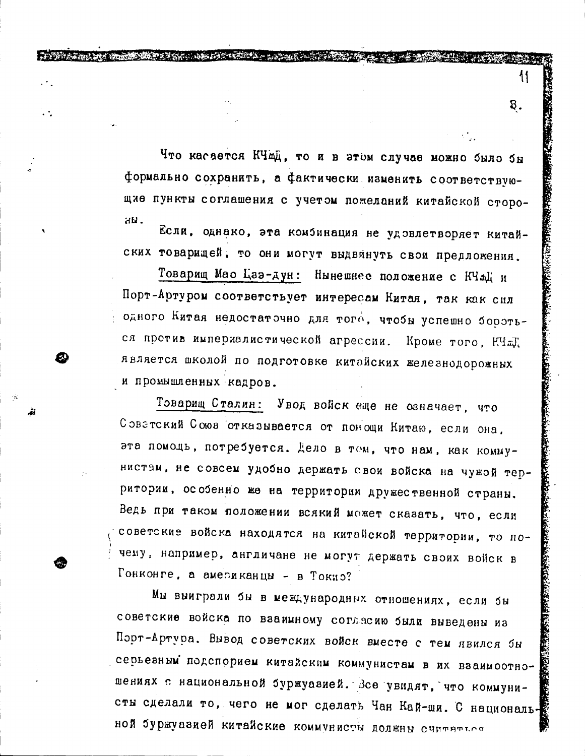Что касается КЧЖД, то и в этом случае можно было бы формально сохранить, а фактически изменить соответствующие пункты соглашения с учетом пожеланий китайской стороны.

Если, однако, эта комбинация не удовлетворяет китайских товарищей, то они могут выдвинуть свои предложения.

<u>Товарищ Мао Цзэ-дун:</u> Нынешнее положение с КЧЖД и Порт-Артуром соответствует интересам Китая, так как сил одного Китая недостаточно для того, чтобы успешно бороться против империалистической агрессии. Кроме того, КЧЖД является школой по подготовке китайских железнодорожных и промышленных кадров.

<u>Товарищ Сталин:</u> Увод войск еще не означает, что Советский Союз отказывается от помощи Китаю, если она, эта помощь, потребуется. Дело в том, что нам, как коммунистам, не совсем удобно держать свои войска на чужой территории, особенно же на территории дружественной страны. Ведь при таком положении всякий может сказать, что, если советские войска находятся на китайской территории, то почему, например, англичане не могут держать своих войск в Гонконге, а американцы - в Токио?

Мы выиграли бы в международных отношениях, если бы советские войска по взаимному согласию были выведены из Порт-Артура. Вывод советских войск вместе с тем явился бы серьезным подспорием китайским коммунистам в их взаимоотношениях с национальной буржуазией. Все увидят, что коммунисты сделали то, чего не мог сделать Чан Кай-ши. С национальной буржуазией китайские коммунисты должны считаться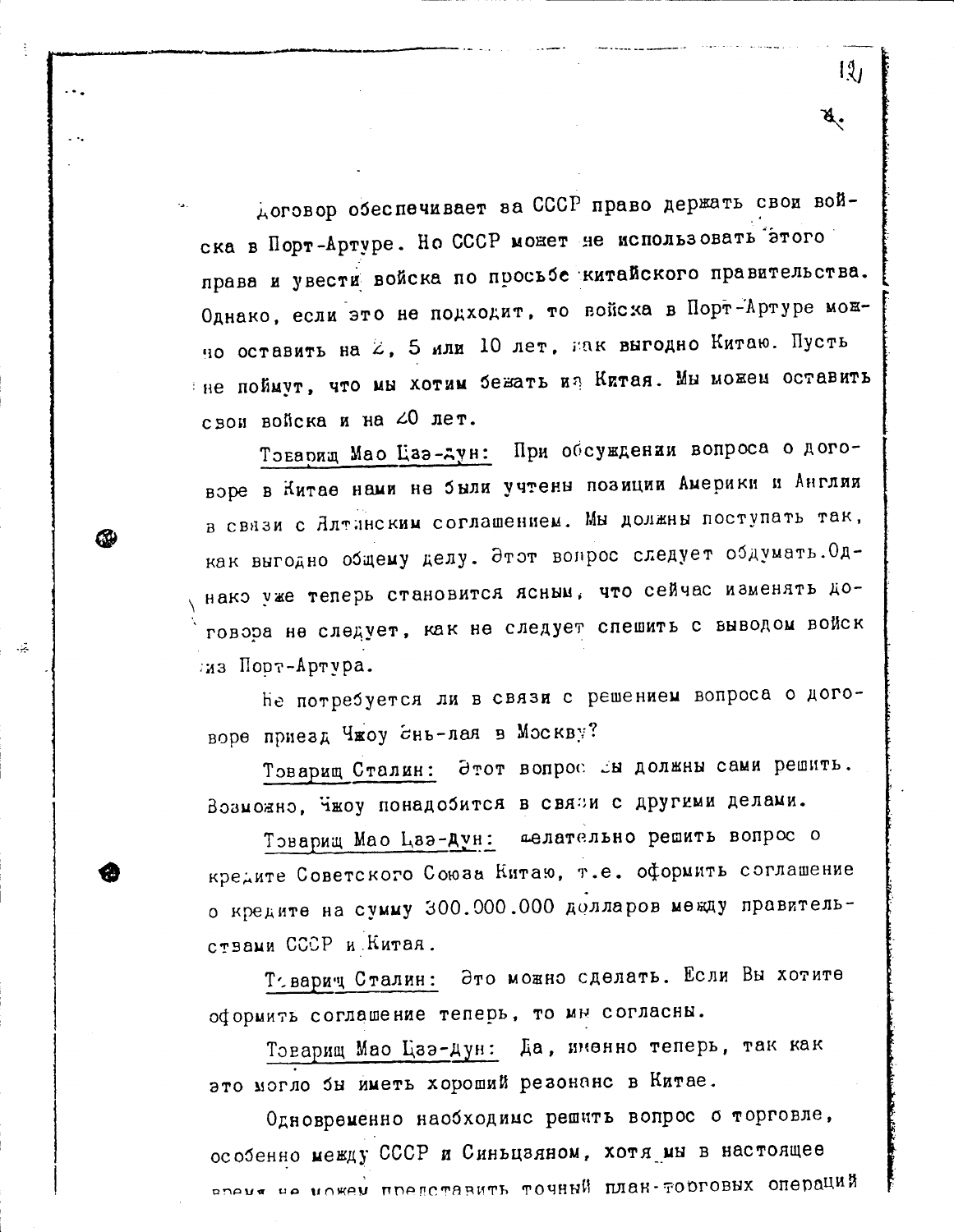Договор обеспечивает за СССР право держать свои войска в Порт-Артуре. Но СССР может не использовать этого права и увести войска по просьбе китайского правительства. Однако, если это не подходит, то войска в Порт-Артуре можно оставить на 2, 5 или 10 лет, как выгодно Китаю. Пусть не поймут, что мы хотим бежать из Китая. Мы можем оставить свои войска и на 20 лет.

<u>Товарищ Мао Цзэ-дун:</u> При обсуждении вопроса о договоре в Китае нами не были учтены позиции Америки и Англии в связи с Ялтинским соглашением. Мы должны поступать так, как выгодно общему делу. Этот вопрос следует обдумать. Однако уже теперь становится ясным, что сейчас изменять договора не следует, как не следует спешить с выводом войск из Порт-Артура.

Не потребуется ли в связи с решением вопроса о договоре приезд Чжоу Энь-лая в Москву?

<u>Товарищ Сталин:</u> Этот вопрос вы должны сами решить. Возможно, Чжоу понадобится в связи с другими делами.

<u>Товарищ Мао Цзэ-дун:</u> Желательно решить вопрос о кредите Советского Союза Китаю, т.е. оформить соглашение о кредите на сумму 300.000.000 долларов между правительствами СССР и Китая.

<u>Товарищ Сталин:</u> Это можно сделать. Если Вы хотите оформить соглашение теперь, то мы согласны.

<u>Товарищ Мао Цзэ-дун:</u> Да, именно теперь, так как это могло бы иметь хороший резонанс в Китае.

Одновременно необходимо решить вопрос о торговле, особенно между СССР и Синьцзяном, хотя мы в настоящее время не можем представить точный план торговых операций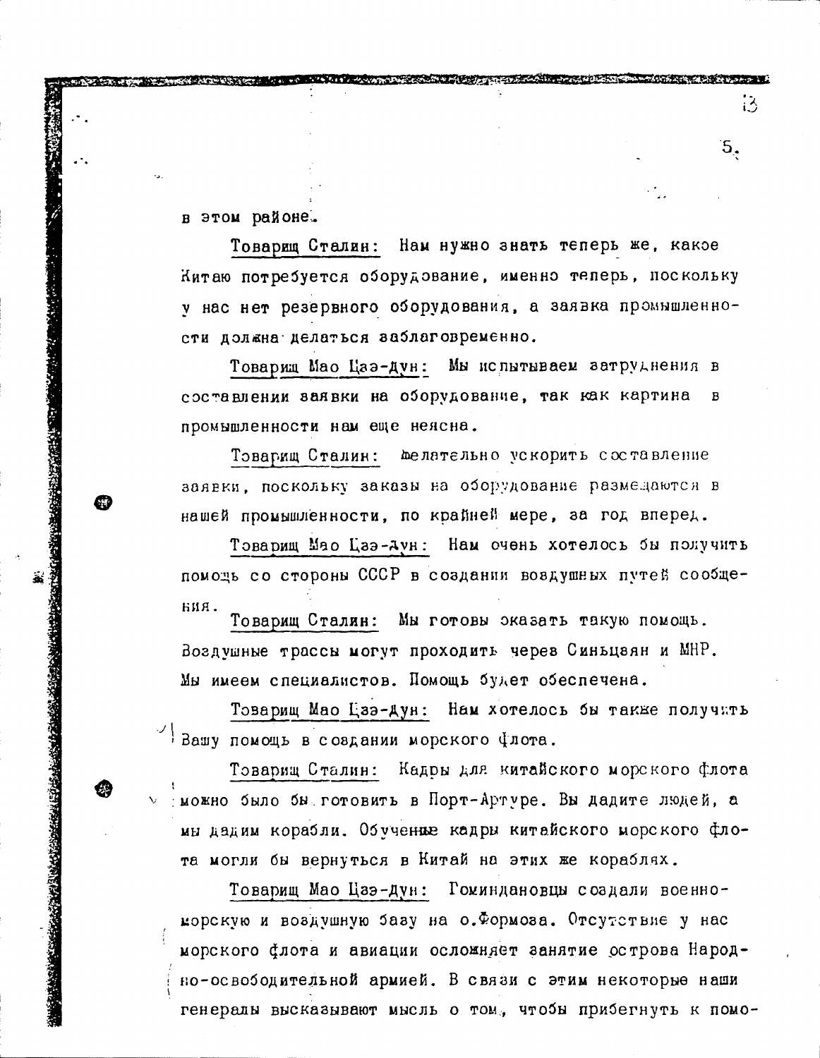в этом районе.

Товарищ Сталин: Нам нужно знать теперь же, какое Китаю потребуется оборудование, именно теперь, поскольку у нас нет резервного оборудования, а заявка промышленности должна делаться заблаговременно.

Товарищ Мао Цзэ-дун: Мы испытываем затруднения в составлении заявки на оборудование, так как картина в промышленности нам еще неясна.

Товарищ Сталин: Желательно ускорить составление заявки, поскольку заказы на оборудование размещаются в нашей промышленности, по крайней мере, за год вперед.

Товарищ Мао Цзэ-дун: Нам очень хотелось бы получить помощь со стороны СССР в создании воздушных путей сообщения.

Товарищ Сталин: Мы готовы оказать такую помощь. Воздушные трассы могут проходить через Синьцзян и МНР. Мы имеем специалистов. Помощь будет обеспечена.

Товарищ Мао Цзэ-дун: Нам хотелось бы также получить Вашу помощь в создании морского флота.

Товарищ Сталин: Кадры для китайского морского флота можно было бы готовить в Порт-Артуре. Вы дадите людей, а мы дадим корабли. Обученные кадры китайского морского флота могли бы вернуться в Китай на этих же кораблях.

Товарищ Мао Цзэ-дун: Гоминдановцы создали военно-морскую и воздушную базу на о.Формоза. Отсутствие у нас морского флота и авиации осложняет занятие острова Народно-освободительной армией. В связи с этим некоторые наши генералы высказывают мысль о том, чтобы прибегнуть к помо-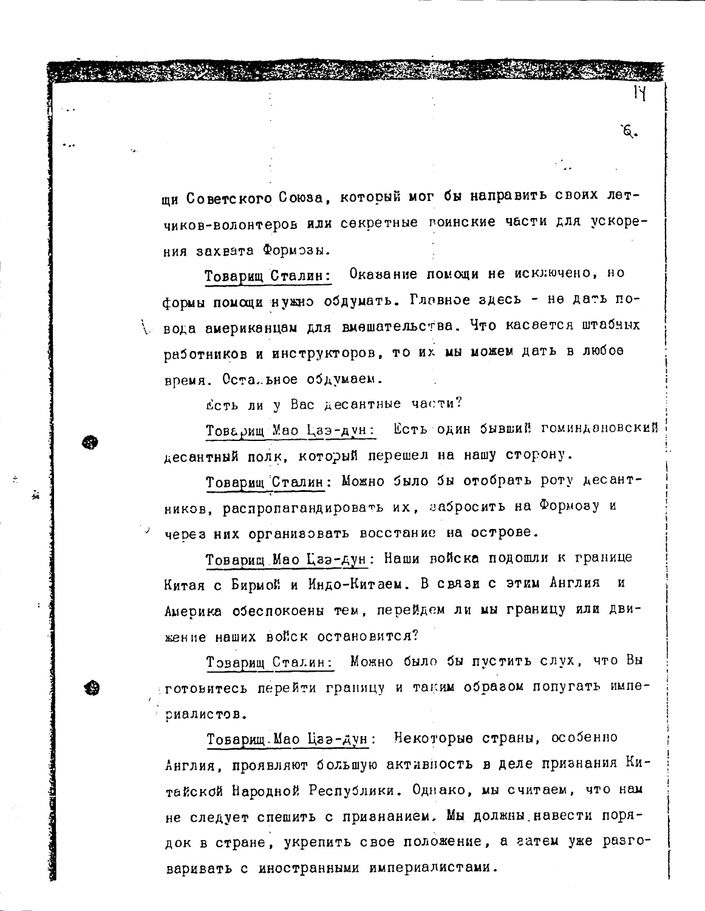щи Советского Союза, который мог бы направить своих летчиков-волонтеров или секретные воинские части для ускорения захвата Формозы.

Товарищ Сталин: Оказание помощи не исключено, но формы помощи нужно обдумать. Главное здесь - не дать повода американцам для вмешательства. Что касается штабных работников и инструкторов, то их мы можем дать в любое время. Остальное обдумаем.

Есть ли у Вас десантные части?

Товарищ Мао Цзэ-дун: Есть один бывший гоминдановский десантный полк, который перешел на нашу сторону.

Товарищ Сталин: Можно было бы отобрать роту десантников, распропагандировать их, забросить на Формозу и через них организовать восстание на острове.

Товарищ Мао Цзэ-дун: Наши войска подошли к границе Китая с Бирмой и Индо-Китаем. В связи с этим Англия и Америка обеспокоены тем, перейдем ли мы границу или движение наших войск остановится?

Товарищ Сталин: Можно было бы пустить слух, что Вы готовитесь перейти границу и таким образом попугать империалистов.

Товарищ Мао Цзэ-дун: Некоторые страны, особенно Англия, проявляют большую активность в деле признания Китайской Народной Республики. Однако, мы считаем, что нам не следует спешить с признанием. Мы должны навести порядок в стране, укрепить свое положение, а затем уже разговаривать с иностранными империалистами.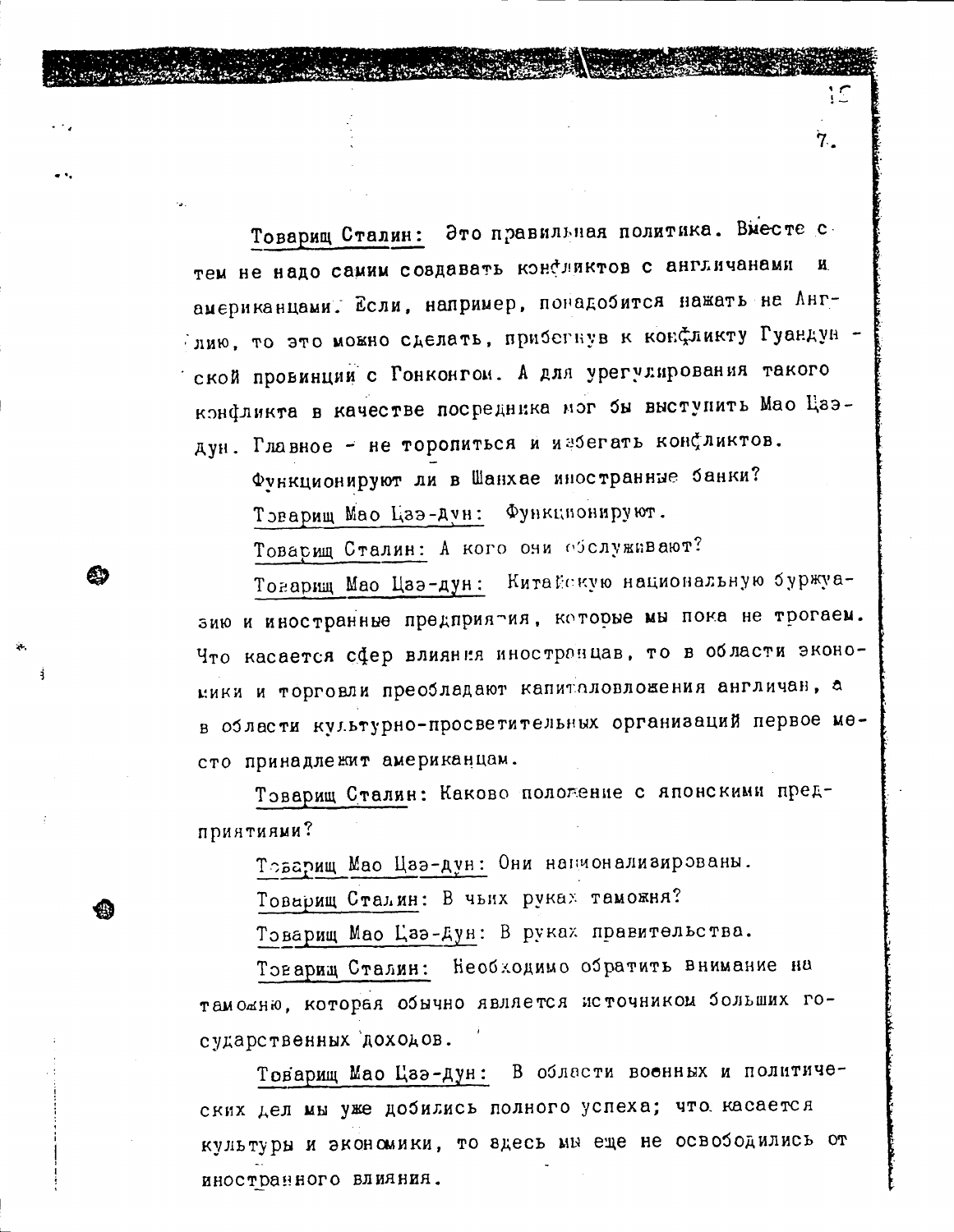Товарищ Сталин: Это правильная политика. Вместе с тем не надо самим создавать конфликтов с англичанами и американцами. Если, например, понадобится нажать на Англию, то это можно сделать, прибегнув к конфликту Гуандунской провинции с Гонконгом. А для урегулирования такого конфликта в качестве посредника мог бы выступить Мао Цзэ-дун. Главное - не торопиться и избегать конфликтов.

Функционируют ли в Шанхае иностранные банки?

Товарищ Мао Цзэ-дун: Функционируют.

Товарищ Сталин: А кого они обслуживают?

Товарищ Мао Цзэ-дун: Китайскую национальную буржуазию и иностранные предприятия, которые мы пока не трогаем. Что касается сфер влияния иностранцев, то в области экономики и торговли преобладают капиталовложения англичан, а в области культурно-просветительных организаций первое место принадлежит американцам.

Товарищ Сталин: Каково положение с японскими предприятиями?

Товарищ Мао Цзэ-дун: Они национализированы.

Товарищ Сталин: В чьих руках таможня?

Товарищ Мао Цзэ-дун: В руках правительства.

Товарищ Сталин: Необходимо обратить внимание на таможню, которая обычно является источником больших государственных доходов.

Товарищ Мао Цзэ-дун: В области военных и политических дел мы уже добились полного успеха; что касается культуры и экономики, то здесь мы еще не освободились от иностранного влияния.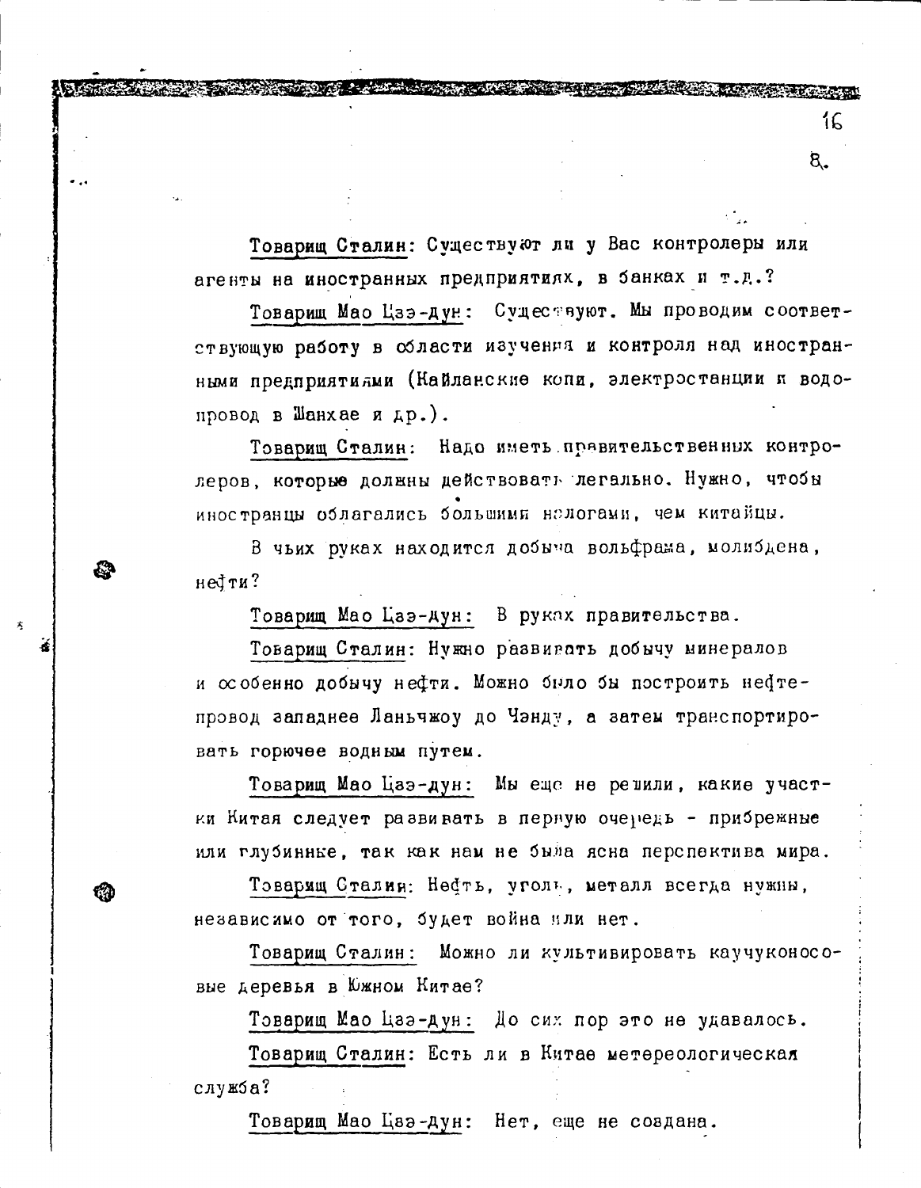Товарищ Сталин: Существуют ли у Вас контролеры или агенты на иностранных предприятиях, в банках и т.д.?

Товарищ Мао Цзэ-дун: Существуют. Мы проводим соответствующую работу в области изучения и контроля над иностранными предприятиями (Кайланские копи, электростанции и водопровод в Шанхае и др.).

Товарищ Сталин: Надо иметь правительственных контролеров, которые должны действовать легально. Нужно, чтобы иностранцы облагались большими налогами, чем китайцы.

В чьих руках находится добыча вольфрама, молибдена, нефти?

Товарищ Мао Цзэ-дун: В руках правительства.

Товарищ Сталин: Нужно развивать добычу минералов и особенно добычу нефти. Можно было бы построить нефтепровод западнее Ланьчжоу до Чэнду, а затем транспортировать горючее водным путем.

Товарищ Мао Цзэ-дун: Мы еще не решили, какие участки Китая следует развивать в первую очередь - прибрежные или глубинные, так как нам не была ясна перспектива мира.

Товарищ Сталин: Нефть, уголь, металл всегда нужны, независимо от того, будет война или нет.

Товарищ Сталин: Можно ли культивировать каучуконосовые деревья в Южном Китае?

Товарищ Мао Цзэ-дун: До сих пор это не удавалось.

Товарищ Сталин: Есть ли в Китае метереологическая служба?

Товарищ Мао Цзэ-дун: Нет, еще не создана.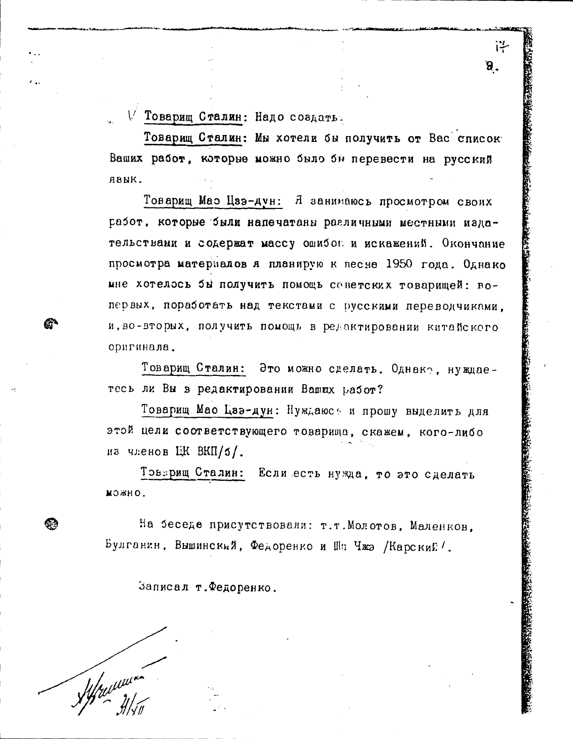Товарищ Сталин: Надо создать.

Товарищ Сталин: Мы хотели бы получить от Вас список Ваших работ, которые можно было бы перевести на русский язык.

Товарищ Мао Цзэ-дун: Я занимаюсь просмотром своих работ, которые были напечатаны различными местными издательствами и содержат массу ошибок и искажений. Окончание просмотра материалов я планирую к весне 1950 года. Однако мне хотелось бы получить помощь советских товарищей: во-первых, поработать над текстами с русскими переводчиками, и, во-вторых, получить помощь в редактировании китайского оригинала.

Товарищ Сталин: Это можно сделать. Однако, нуждаетесь ли Вы в редактировании Ваших работ?

Товарищ Мао Цзэ-дун: Нуждаюсь и прошу выделить для этой цели соответствующего товарища, скажем, кого-либо из членов ЦК ВКП/б/.

Товарищ Сталин: Если есть нужда, то это сделать можно.

На беседе присутствовали: т.т. Молотов, Маленков, Булганин, Вышинский, Федоренко и Ши Чжэ /Карский/.

Записал т. Федоренко.

31/XII